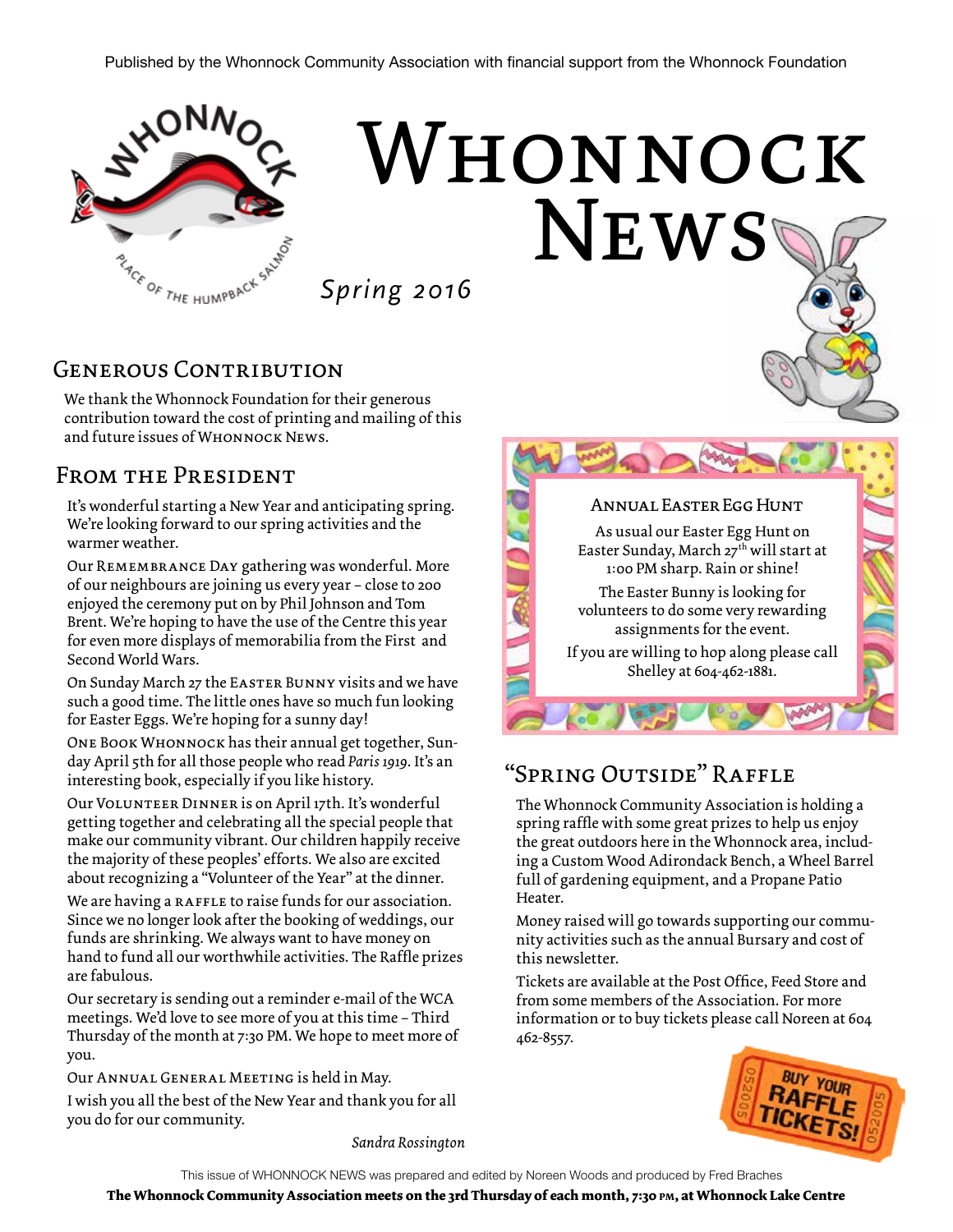Published by the Whonnock Community Association with financial support from the Whonnock Foundation

# Whonnock News

*Spring 2016*

## Generous Contribution

We thank the Whonnock Foundation for their generous contribution toward the cost of printing and mailing of this and future issues of Whonnock News.

## From the President

It's wonderful starting a New Year and anticipating spring. We're looking forward to our spring activities and the warmer weather.

Our Remembrance Day gathering was wonderful. More of our neighbours are joining us every year – close to 200 enjoyed the ceremony put on by Phil Johnson and Tom Brent. We're hoping to have the use of the Centre this year for even more displays of memorabilia from the First and Second World Wars.

On Sunday March 27 the Easter Bunny visits and we have such a good time. The little ones have so much fun looking for Easter Eggs. We're hoping for a sunny day!

One Book Whonnock has their annual get together, Sunday April 5th for all those people who read *Paris 1919*. It's an interesting book, especially if you like history.

Our Volunteer Dinner is on April 17th. It's wonderful getting together and celebrating all the special people that make our community vibrant. Our children happily receive the majority of these peoples' efforts. We also are excited about recognizing a "Volunteer of the Year" at the dinner.

We are having a raffle to raise funds for our association. Since we no longer look after the booking of weddings, our funds are shrinking. We always want to have money on hand to fund all our worthwhile activities. The Raffle prizes are fabulous.

Our secretary is sending out a reminder e-mail of the WCA meetings. We'd love to see more of you at this time – Third Thursday of the month at 7:30 PM. We hope to meet more of you.

Our Annual General Meeting is held in May.

I wish you all the best of the New Year and thank you for all you do for our community.

*Sandra Rossington*

### Annual Easter Egg Hunt

As usual our Easter Egg Hunt on Easter Sunday, March 27th will start at 1:00 PM sharp. Rain or shine!

The Easter Bunny is looking for volunteers to do some very rewarding assignments for the event.

If you are willing to hop along please call Shelley at 604-462-1881.

## "Spring Outside" Raffle

The Whonnock Community Association is holding a spring raffle with some great prizes to help us enjoy the great outdoors here in the Whonnock area, including a Custom Wood Adirondack Bench, a Wheel Barrel full of gardening equipment, and a Propane Patio Heater.

Money raised will go towards supporting our community activities such as the annual Bursary and cost of this newsletter.

Tickets are available at the Post Office, Feed Store and from some members of the Association. For more information or to buy tickets please call Noreen at 604 462-8557.

BUY YOUR RAFFLE TICKETS!

This issue of WHONNOCK NEWS was prepared and edited by Noreen Woods and produced by Fred Braches

**The Whonnock Community Association meets on the 3rd Thursday of each month, 7:30 PM, at Whonnock Lake Centre**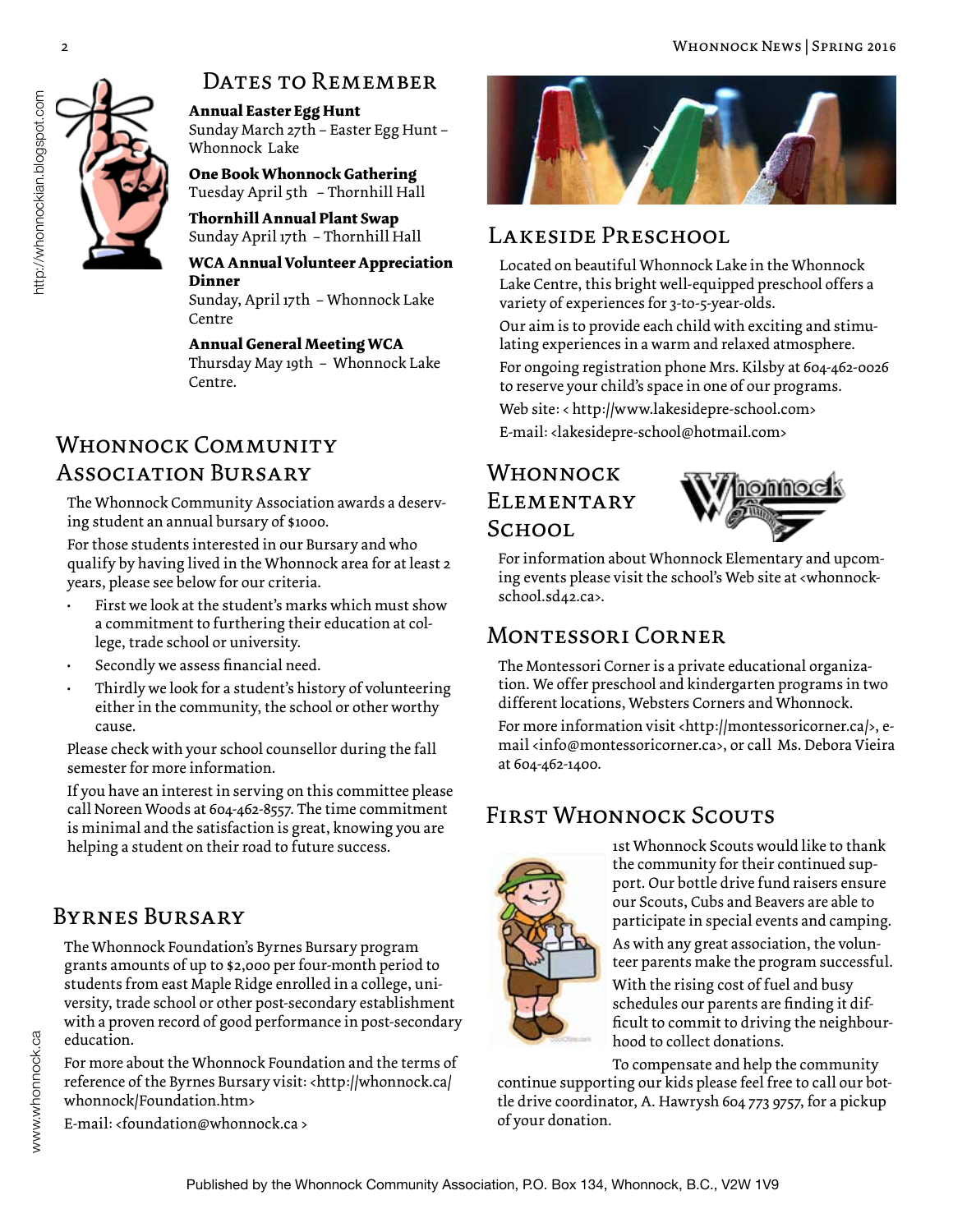## Dates to Remember

**Annual Easter Egg Hunt**
Sunday March 27th – Easter Egg Hunt – Whonnock Lake

**One Book Whonnock Gathering**
Tuesday April 5th – Thornhill Hall

**Thornhill Annual Plant Swap**
Sunday April 17th – Thornhill Hall

**WCA Annual Volunteer Appreciation Dinner**
Sunday, April 17th – Whonnock Lake Centre

**Annual General Meeting WCA**
Thursday May 19th – Whonnock Lake Centre.

## Whonnock Community Association Bursary

The Whonnock Community Association awards a deserving student an annual bursary of $1000.

For those students interested in our Bursary and who qualify by having lived in the Whonnock area for at least 2 years, please see below for our criteria.

- First we look at the student's marks which must show a commitment to furthering their education at college, trade school or university.
- Secondly we assess financial need.
- Thirdly we look for a student's history of volunteering either in the community, the school or other worthy cause.

Please check with your school counsellor during the fall semester for more information.

If you have an interest in serving on this committee please call Noreen Woods at 604-462-8557. The time commitment is minimal and the satisfaction is great, knowing you are helping a student on their road to future success.

## Byrnes Bursary

The Whonnock Foundation's Byrnes Bursary program grants amounts of up to $2,000 per four-month period to students from east Maple Ridge enrolled in a college, university, trade school or other post-secondary establishment with a proven record of good performance in post-secondary education.

For more about the Whonnock Foundation and the terms of reference of the Byrnes Bursary visit: <http://whonnock.ca/whonnock/Foundation.htm>

E-mail: <foundation@whonnock.ca >

## Lakeside Preschool

Located on beautiful Whonnock Lake in the Whonnock Lake Centre, this bright well-equipped preschool offers a variety of experiences for 3-to-5-year-olds.

Our aim is to provide each child with exciting and stimulating experiences in a warm and relaxed atmosphere.

For ongoing registration phone Mrs. Kilsby at 604-462-0026 to reserve your child's space in one of our programs.

Web site: < http://www.lakesidepre-school.com>

E-mail: <lakesidepre-school@hotmail.com>

## Whonnock Elementary School

For information about Whonnock Elementary and upcoming events please visit the school's Web site at <whonnock-school.sd42.ca>.

## Montessori Corner

The Montessori Corner is a private educational organization. We offer preschool and kindergarten programs in two different locations, Websters Corners and Whonnock.

For more information visit <http://montessoricorner.ca/>, e-mail <info@montessoricorner.ca>, or call Ms. Debora Vieira at 604-462-1400.

## First Whonnock Scouts

1st Whonnock Scouts would like to thank the community for their continued support. Our bottle drive fund raisers ensure our Scouts, Cubs and Beavers are able to participate in special events and camping.

As with any great association, the volunteer parents make the program successful.

With the rising cost of fuel and busy schedules our parents are finding it difficult to commit to driving the neighbourhood to collect donations.

To compensate and help the community continue supporting our kids please feel free to call our bottle drive coordinator, A. Hawrysh 604 773 9757, for a pickup of your donation.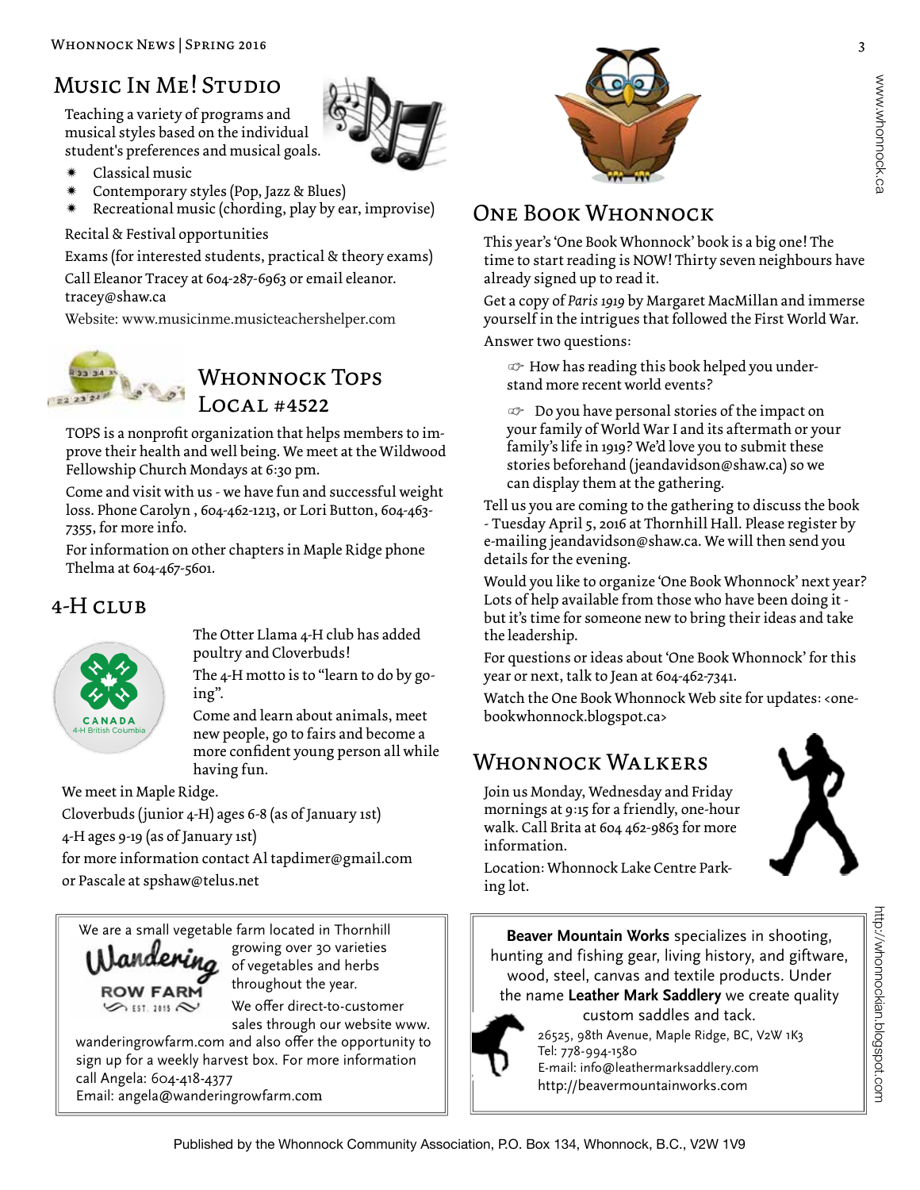## Music In Me! Studio

Teaching a variety of programs and musical styles based on the individual student's preferences and musical goals.

- Classical music
- Contemporary styles (Pop, Jazz & Blues)
- Recreational music (chording, play by ear, improvise)

Recital & Festival opportunities

Exams (for interested students, practical & theory exams)

Call Eleanor Tracey at 604-287-6963 or email eleanor.tracey@shaw.ca

Website: www.musicinme.musicteachershelper.com

## Whonnock Tops Local #4522

TOPS is a nonprofit organization that helps members to improve their health and well being. We meet at the Wildwood Fellowship Church Mondays at 6:30 pm.

Come and visit with us - we have fun and successful weight loss. Phone Carolyn , 604-462-1213, or Lori Button, 604-463-7355, for more info.

For information on other chapters in Maple Ridge phone Thelma at 604-467-5601.

## 4-H Club

The Otter Llama 4-H club has added poultry and Cloverbuds!

The 4-H motto is to "learn to do by going".

Come and learn about animals, meet new people, go to fairs and become a more confident young person all while having fun.

We meet in Maple Ridge.

Cloverbuds (junior 4-H) ages 6-8 (as of January 1st)

4-H ages 9-19 (as of January 1st)

for more information contact Al tapdimer@gmail.com or Pascale at spshaw@telus.net

---

We are a small vegetable farm located in Thornhill growing over 30 varieties of vegetables and herbs throughout the year.

**Wandering Row Farm** EST. 2015

We offer direct-to-customer sales through our website www.wanderingrowfarm.com and also offer the opportunity to sign up for a weekly harvest box. For more information call Angela: 604-418-4377

Email: angela@wanderingrowfarm.com

---

## One Book Whonnock

This year's 'One Book Whonnock' book is a big one! The time to start reading is NOW! Thirty seven neighbours have already signed up to read it.

Get a copy of *Paris 1919* by Margaret MacMillan and immerse yourself in the intrigues that followed the First World War.

Answer two questions:

☞ How has reading this book helped you understand more recent world events?

☞ Do you have personal stories of the impact on your family of World War I and its aftermath or your family's life in 1919? We'd love you to submit these stories beforehand (jeandavidson@shaw.ca) so we can display them at the gathering.

Tell us you are coming to the gathering to discuss the book - Tuesday April 5, 2016 at Thornhill Hall. Please register by e-mailing jeandavidson@shaw.ca. We will then send you details for the evening.

Would you like to organize 'One Book Whonnock' next year? Lots of help available from those who have been doing it - but it's time for someone new to bring their ideas and take the leadership.

For questions or ideas about 'One Book Whonnock' for this year or next, talk to Jean at 604-462-7341.

Watch the One Book Whonnock Web site for updates: <onebookwhonnock.blogspot.ca>

## Whonnock Walkers

Join us Monday, Wednesday and Friday mornings at 9:15 for a friendly, one-hour walk. Call Brita at 604 462-9863 for more information.

Location: Whonnock Lake Centre Parking lot.

---

**Beaver Mountain Works** specializes in shooting, hunting and fishing gear, living history, and giftware, wood, steel, canvas and textile products. Under the name **Leather Mark Saddlery** we create quality custom saddles and tack.

26525, 98th Avenue, Maple Ridge, BC, V2W 1K3
Tel: 778-994-1580
E-mail: info@leathermarksaddlery.com
http://beavermountainworks.com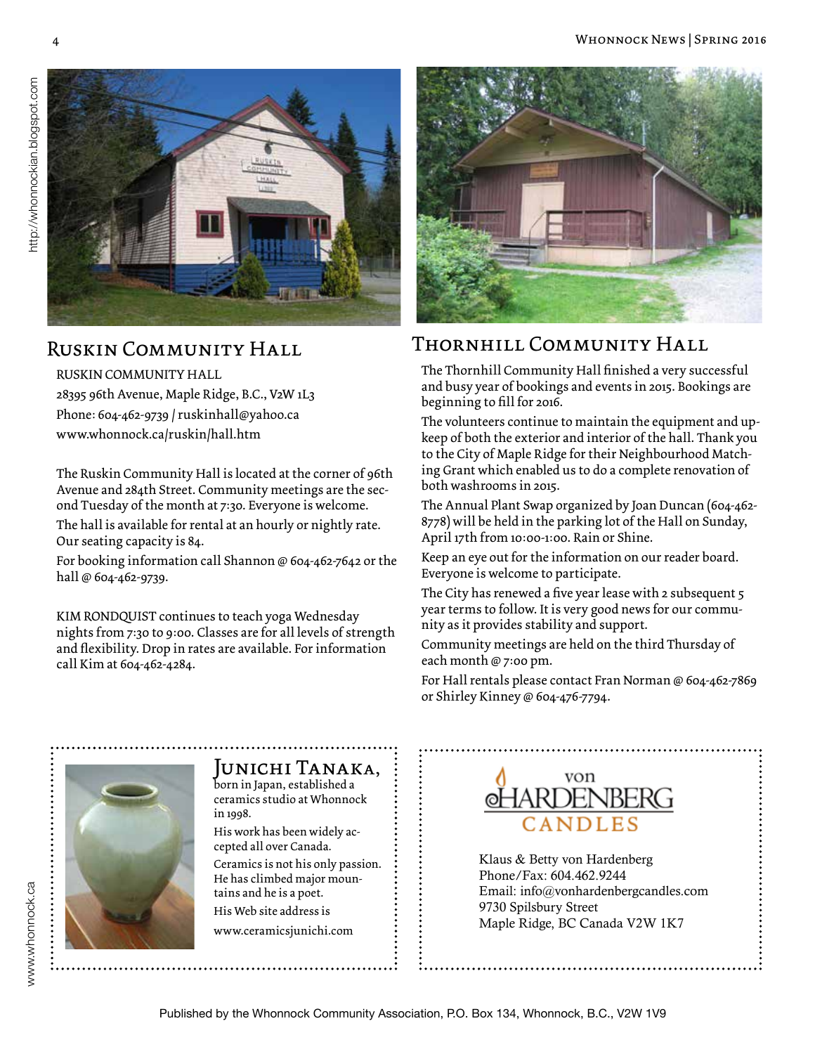## Ruskin Community Hall

RUSKIN COMMUNITY HALL
28395 96th Avenue, Maple Ridge, B.C., V2W 1L3
Phone: 604-462-9739 / ruskinhall@yahoo.ca
www.whonnock.ca/ruskin/hall.htm

The Ruskin Community Hall is located at the corner of 96th Avenue and 284th Street. Community meetings are the second Tuesday of the month at 7:30. Everyone is welcome.

The hall is available for rental at an hourly or nightly rate. Our seating capacity is 84.

For booking information call Shannon @ 604-462-7642 or the hall @ 604-462-9739.

KIM RONDQUIST continues to teach yoga Wednesday nights from 7:30 to 9:00. Classes are for all levels of strength and flexibility. Drop in rates are available. For information call Kim at 604-462-4284.

## Thornhill Community Hall

The Thornhill Community Hall finished a very successful and busy year of bookings and events in 2015. Bookings are beginning to fill for 2016.

The volunteers continue to maintain the equipment and upkeep of both the exterior and interior of the hall. Thank you to the City of Maple Ridge for their Neighbourhood Matching Grant which enabled us to do a complete renovation of both washrooms in 2015.

The Annual Plant Swap organized by Joan Duncan (604-462-8778) will be held in the parking lot of the Hall on Sunday, April 17th from 10:00-1:00. Rain or Shine.

Keep an eye out for the information on our reader board. Everyone is welcome to participate.

The City has renewed a five year lease with 2 subsequent 5 year terms to follow. It is very good news for our community as it provides stability and support.

Community meetings are held on the third Thursday of each month @ 7:00 pm.

For Hall rentals please contact Fran Norman @ 604-462-7869 or Shirley Kinney @ 604-476-7794.

### Junichi Tanaka,

born in Japan, established a ceramics studio at Whonnock in 1998.

His work has been widely accepted all over Canada.

Ceramics is not his only passion. He has climbed major mountains and he is a poet.

His Web site address is

www.ceramicsjunichi.com

von HARDENBERG CANDLES

Klaus & Betty von Hardenberg
Phone/Fax: 604.462.9244
Email: info@vonhardenbergcandles.com
9730 Spilsbury Street
Maple Ridge, BC Canada V2W 1K7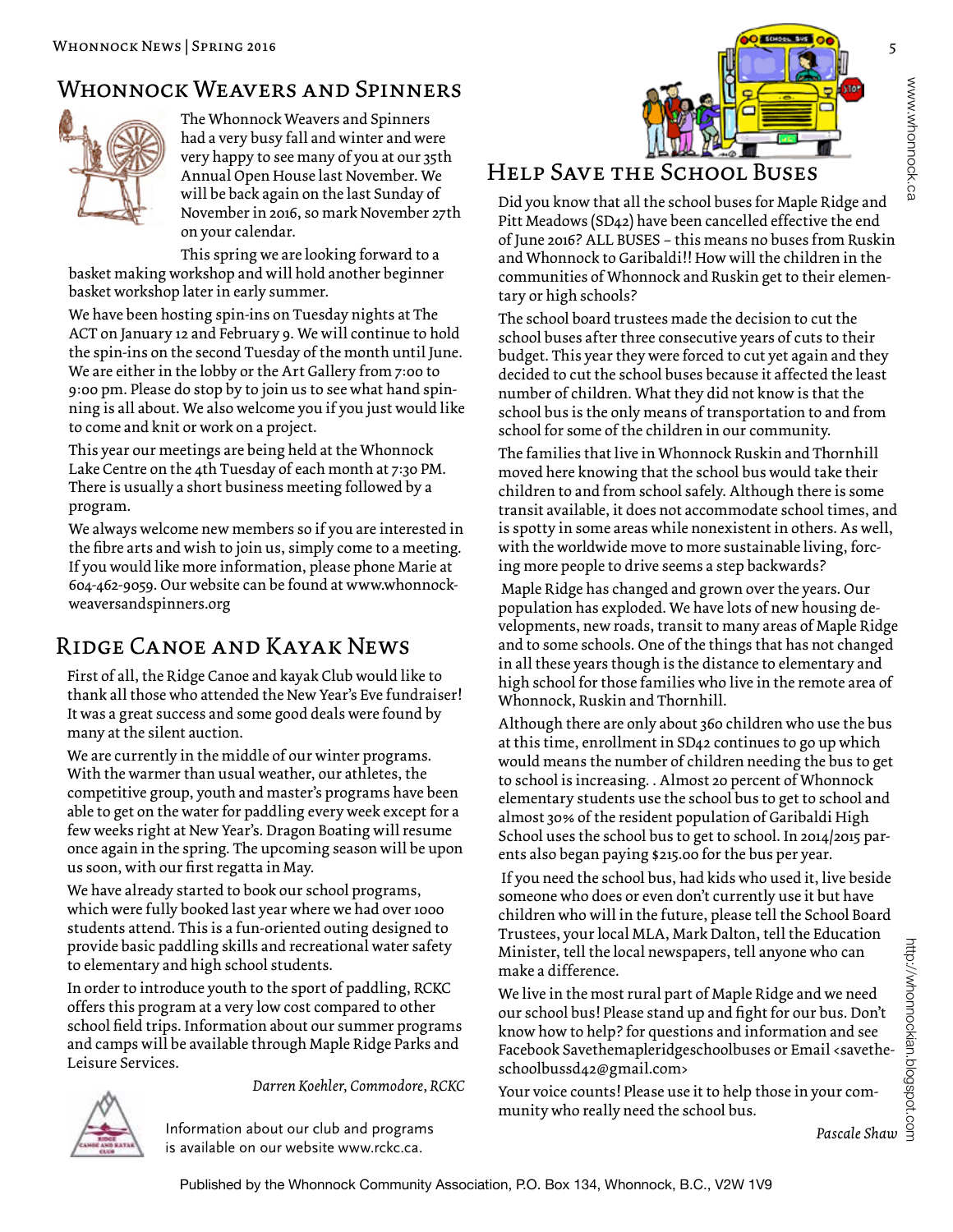## Whonnock Weavers and Spinners

The Whonnock Weavers and Spinners had a very busy fall and winter and were very happy to see many of you at our 35th Annual Open House last November. We will be back again on the last Sunday of November in 2016, so mark November 27th on your calendar.

This spring we are looking forward to a basket making workshop and will hold another beginner basket workshop later in early summer.

We have been hosting spin-ins on Tuesday nights at The ACT on January 12 and February 9. We will continue to hold the spin-ins on the second Tuesday of the month until June. We are either in the lobby or the Art Gallery from 7:00 to 9:00 pm. Please do stop by to join us to see what hand spinning is all about. We also welcome you if you just would like to come and knit or work on a project.

This year our meetings are being held at the Whonnock Lake Centre on the 4th Tuesday of each month at 7:30 PM. There is usually a short business meeting followed by a program.

We always welcome new members so if you are interested in the fibre arts and wish to join us, simply come to a meeting. If you would like more information, please phone Marie at 604-462-9059. Our website can be found at www.whonnock-weaversandspinners.org

## Ridge Canoe and Kayak News

First of all, the Ridge Canoe and kayak Club would like to thank all those who attended the New Year's Eve fundraiser! It was a great success and some good deals were found by many at the silent auction.

We are currently in the middle of our winter programs. With the warmer than usual weather, our athletes, the competitive group, youth and master's programs have been able to get on the water for paddling every week except for a few weeks right at New Year's. Dragon Boating will resume once again in the spring. The upcoming season will be upon us soon, with our first regatta in May.

We have already started to book our school programs, which were fully booked last year where we had over 1000 students attend. This is a fun-oriented outing designed to provide basic paddling skills and recreational water safety to elementary and high school students.

In order to introduce youth to the sport of paddling, RCKC offers this program at a very low cost compared to other school field trips. Information about our summer programs and camps will be available through Maple Ridge Parks and Leisure Services.

*Darren Koehler, Commodore, RCKC*

Information about our club and programs is available on our website www.rckc.ca.

## Help Save the School Buses

Did you know that all the school buses for Maple Ridge and Pitt Meadows (SD42) have been cancelled effective the end of June 2016? ALL BUSES – this means no buses from Ruskin and Whonnock to Garibaldi!! How will the children in the communities of Whonnock and Ruskin get to their elementary or high schools?

The school board trustees made the decision to cut the school buses after three consecutive years of cuts to their budget. This year they were forced to cut yet again and they decided to cut the school buses because it affected the least number of children. What they did not know is that the school bus is the only means of transportation to and from school for some of the children in our community.

The families that live in Whonnock Ruskin and Thornhill moved here knowing that the school bus would take their children to and from school safely. Although there is some transit available, it does not accommodate school times, and is spotty in some areas while nonexistent in others. As well, with the worldwide move to more sustainable living, forcing more people to drive seems a step backwards?

Maple Ridge has changed and grown over the years. Our population has exploded. We have lots of new housing developments, new roads, transit to many areas of Maple Ridge and to some schools. One of the things that has not changed in all these years though is the distance to elementary and high school for those families who live in the remote area of Whonnock, Ruskin and Thornhill.

Although there are only about 360 children who use the bus at this time, enrollment in SD42 continues to go up which would means the number of children needing the bus to get to school is increasing. . Almost 20 percent of Whonnock elementary students use the school bus to get to school and almost 30% of the resident population of Garibaldi High School uses the school bus to get to school. In 2014/2015 parents also began paying $215.00 for the bus per year.

If you need the school bus, had kids who used it, live beside someone who does or even don't currently use it but have children who will in the future, please tell the School Board Trustees, your local MLA, Mark Dalton, tell the Education Minister, tell the local newspapers, tell anyone who can make a difference.

We live in the most rural part of Maple Ridge and we need our school bus! Please stand up and fight for our bus. Don't know how to help? for questions and information and see Facebook Savethemapleridgeschoolbuses or Email <savetheschoolbussd42@gmail.com>

Your voice counts! Please use it to help those in your community who really need the school bus.

*Pascale Shaw*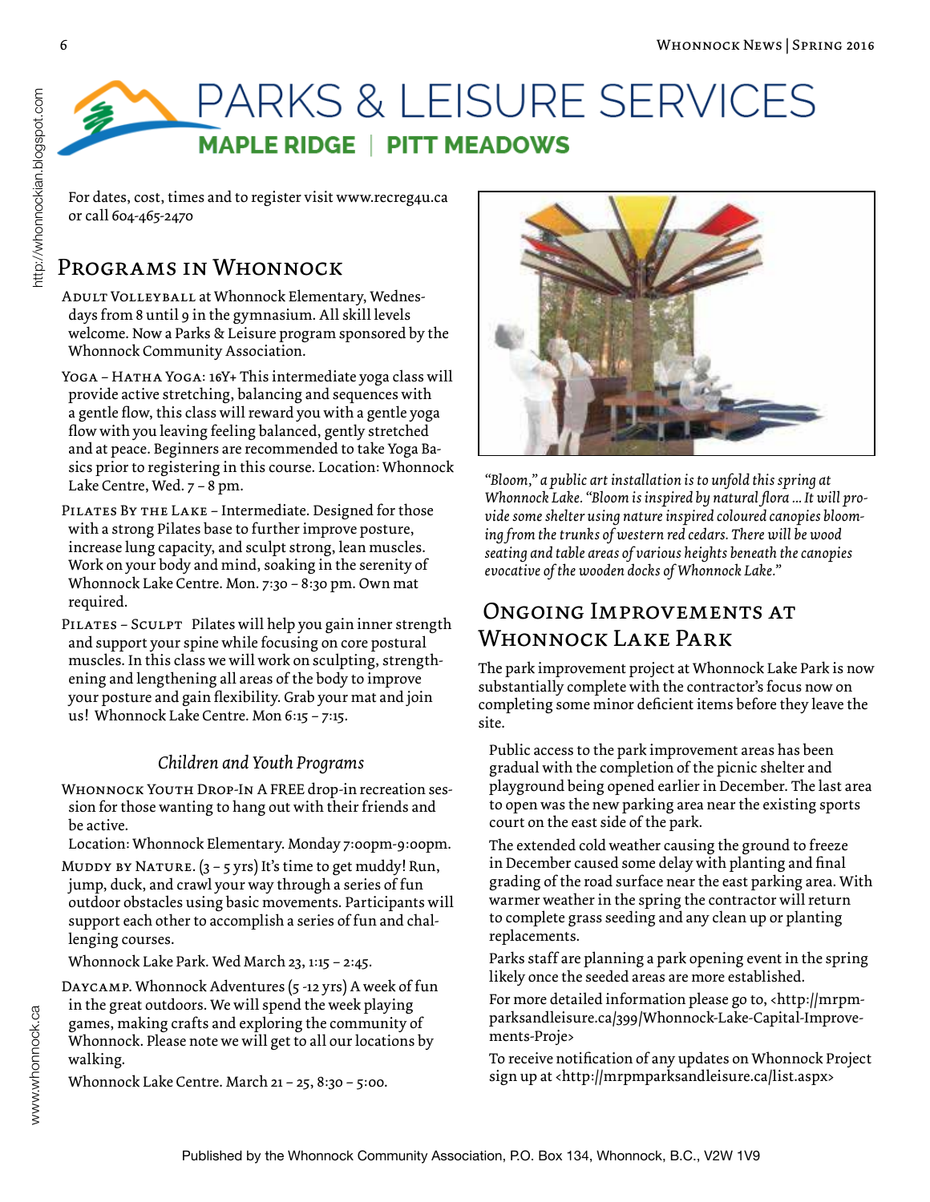# PARKS & LEISURE SERVICES
**MAPLE RIDGE | PITT MEADOWS**

For dates, cost, times and to register visit www.recreg4u.ca or call 604-465-2470

## Programs in Whonnock

Adult Volleyball at Whonnock Elementary, Wednesdays from 8 until 9 in the gymnasium. All skill levels welcome. Now a Parks & Leisure program sponsored by the Whonnock Community Association.

Yoga – Hatha Yoga: 16Y+ This intermediate yoga class will provide active stretching, balancing and sequences with a gentle flow, this class will reward you with a gentle yoga flow with you leaving feeling balanced, gently stretched and at peace. Beginners are recommended to take Yoga Basics prior to registering in this course. Location: Whonnock Lake Centre, Wed. 7 – 8 pm.

Pilates By the Lake – Intermediate. Designed for those with a strong Pilates base to further improve posture, increase lung capacity, and sculpt strong, lean muscles. Work on your body and mind, soaking in the serenity of Whonnock Lake Centre. Mon. 7:30 – 8:30 pm. Own mat required.

Pilates – Sculpt Pilates will help you gain inner strength and support your spine while focusing on core postural muscles. In this class we will work on sculpting, strengthening and lengthening all areas of the body to improve your posture and gain flexibility. Grab your mat and join us! Whonnock Lake Centre. Mon 6:15 – 7:15.

### *Children and Youth Programs*

Whonnock Youth Drop-In A FREE drop-in recreation session for those wanting to hang out with their friends and be active.

Location: Whonnock Elementary. Monday 7:00pm-9:00pm.

Muddy by Nature. (3 – 5 yrs) It's time to get muddy! Run, jump, duck, and crawl your way through a series of fun outdoor obstacles using basic movements. Participants will support each other to accomplish a series of fun and challenging courses.

Whonnock Lake Park. Wed March 23, 1:15 – 2:45.

Daycamp. Whonnock Adventures (5 -12 yrs) A week of fun in the great outdoors. We will spend the week playing games, making crafts and exploring the community of Whonnock. Please note we will get to all our locations by walking.

Whonnock Lake Centre. March 21 – 25, 8:30 – 5:00.

*"Bloom," a public art installation is to unfold this spring at Whonnock Lake. "Bloom is inspired by natural flora ... It will provide some shelter using nature inspired coloured canopies blooming from the trunks of western red cedars. There will be wood seating and table areas of various heights beneath the canopies evocative of the wooden docks of Whonnock Lake."*

## Ongoing Improvements at Whonnock Lake Park

The park improvement project at Whonnock Lake Park is now substantially complete with the contractor's focus now on completing some minor deficient items before they leave the site.

Public access to the park improvement areas has been gradual with the completion of the picnic shelter and playground being opened earlier in December. The last area to open was the new parking area near the existing sports court on the east side of the park.

The extended cold weather causing the ground to freeze in December caused some delay with planting and final grading of the road surface near the east parking area. With warmer weather in the spring the contractor will return to complete grass seeding and any clean up or planting replacements.

Parks staff are planning a park opening event in the spring likely once the seeded areas are more established.

For more detailed information please go to, <http://mrpmparksandleisure.ca/399/Whonnock-Lake-Capital-Improvements-Proje>

To receive notification of any updates on Whonnock Project sign up at <http://mrpmparksandleisure.ca/list.aspx>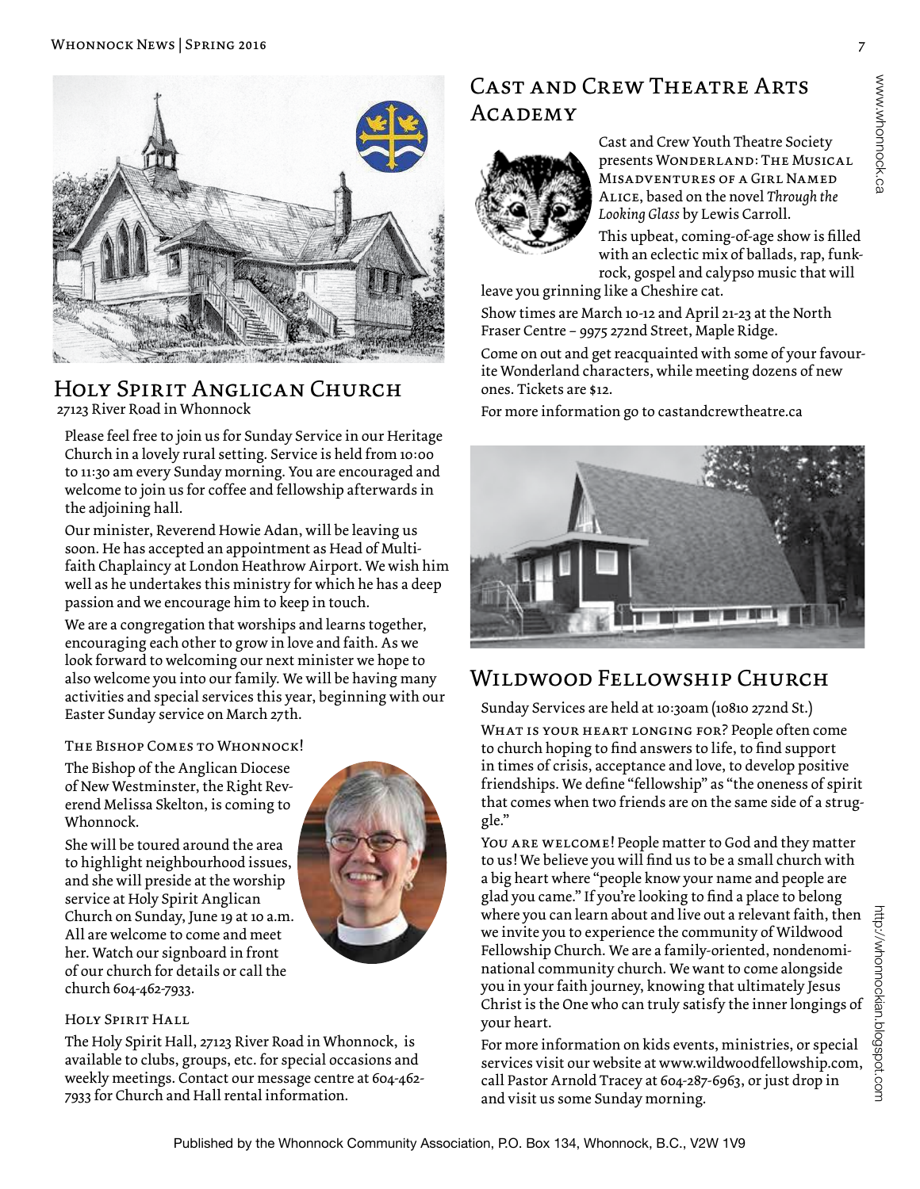## Holy Spirit Anglican Church

27123 River Road in Whonnock

Please feel free to join us for Sunday Service in our Heritage Church in a lovely rural setting. Service is held from 10:00 to 11:30 am every Sunday morning. You are encouraged and welcome to join us for coffee and fellowship afterwards in the adjoining hall.

Our minister, Reverend Howie Adan, will be leaving us soon. He has accepted an appointment as Head of Multi-faith Chaplaincy at London Heathrow Airport. We wish him well as he undertakes this ministry for which he has a deep passion and we encourage him to keep in touch.

We are a congregation that worships and learns together, encouraging each other to grow in love and faith. As we look forward to welcoming our next minister we hope to also welcome you into our family. We will be having many activities and special services this year, beginning with our Easter Sunday service on March 27th.

### The Bishop Comes to Whonnock!

The Bishop of the Anglican Diocese of New Westminster, the Right Reverend Melissa Skelton, is coming to Whonnock.

She will be toured around the area to highlight neighbourhood issues, and she will preside at the worship service at Holy Spirit Anglican Church on Sunday, June 19 at 10 a.m. All are welcome to come and meet her. Watch our signboard in front of our church for details or call the church 604-462-7933.

### Holy Spirit Hall

The Holy Spirit Hall, 27123 River Road in Whonnock, is available to clubs, groups, etc. for special occasions and weekly meetings. Contact our message centre at 604-462-7933 for Church and Hall rental information.

## Cast and Crew Theatre Arts Academy

Cast and Crew Youth Theatre Society presents Wonderland: The Musical Misadventures of a Girl Named Alice, based on the novel *Through the Looking Glass* by Lewis Carroll.

This upbeat, coming-of-age show is filled with an eclectic mix of ballads, rap, funk-rock, gospel and calypso music that will leave you grinning like a Cheshire cat.

Show times are March 10-12 and April 21-23 at the North Fraser Centre – 9975 272nd Street, Maple Ridge.

Come on out and get reacquainted with some of your favourite Wonderland characters, while meeting dozens of new ones. Tickets are $12.

For more information go to castandcrewtheatre.ca

## Wildwood Fellowship Church

Sunday Services are held at 10:30am (10810 272nd St.)

What is your heart longing for? People often come to church hoping to find answers to life, to find support in times of crisis, acceptance and love, to develop positive friendships. We define "fellowship" as "the oneness of spirit that comes when two friends are on the same side of a struggle."

You are welcome! People matter to God and they matter to us! We believe you will find us to be a small church with a big heart where "people know your name and people are glad you came." If you're looking to find a place to belong where you can learn about and live out a relevant faith, then we invite you to experience the community of Wildwood Fellowship Church. We are a family-oriented, nondenominational community church. We want to come alongside you in your faith journey, knowing that ultimately Jesus Christ is the One who can truly satisfy the inner longings of your heart.

For more information on kids events, ministries, or special services visit our website at www.wildwoodfellowship.com, call Pastor Arnold Tracey at 604-287-6963, or just drop in and visit us some Sunday morning.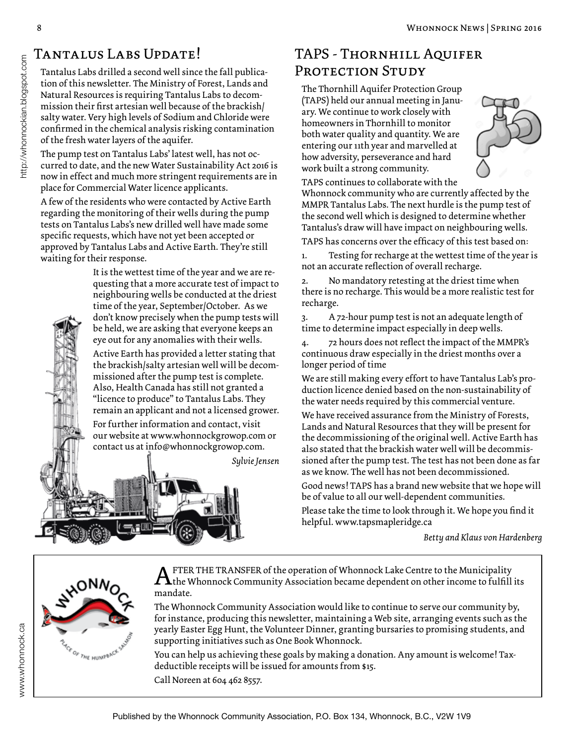## Tantalus Labs Update!

Tantalus Labs drilled a second well since the fall publication of this newsletter. The Ministry of Forest, Lands and Natural Resources is requiring Tantalus Labs to decommission their first artesian well because of the brackish/salty water. Very high levels of Sodium and Chloride were confirmed in the chemical analysis risking contamination of the fresh water layers of the aquifer.

The pump test on Tantalus Labs' latest well, has not occurred to date, and the new Water Sustainability Act 2016 is now in effect and much more stringent requirements are in place for Commercial Water licence applicants.

A few of the residents who were contacted by Active Earth regarding the monitoring of their wells during the pump tests on Tantalus Labs's new drilled well have made some specific requests, which have not yet been accepted or approved by Tantalus Labs and Active Earth. They're still waiting for their response.

It is the wettest time of the year and we are requesting that a more accurate test of impact to neighbouring wells be conducted at the driest time of the year, September/October. As we don't know precisely when the pump tests will be held, we are asking that everyone keeps an eye out for any anomalies with their wells.

Active Earth has provided a letter stating that the brackish/salty artesian well will be decommissioned after the pump test is complete. Also, Health Canada has still not granted a "licence to produce" to Tantalus Labs. They remain an applicant and not a licensed grower.

For further information and contact, visit our website at www.whonnockgrowop.com or contact us at info@whonnockgrowop.com.

*Sylvie Jensen*

## TAPS - Thornhill Aquifer Protection Study

The Thornhill Aquifer Protection Group (TAPS) held our annual meeting in January. We continue to work closely with homeowners in Thornhill to monitor both water quality and quantity. We are entering our 11th year and marvelled at how adversity, perseverance and hard work built a strong community.

TAPS continues to collaborate with the Whonnock community who are currently affected by the MMPR Tantalus Labs. The next hurdle is the pump test of the second well which is designed to determine whether Tantalus's draw will have impact on neighbouring wells.

TAPS has concerns over the efficacy of this test based on:

1. Testing for recharge at the wettest time of the year is not an accurate reflection of overall recharge.
2. No mandatory retesting at the driest time when there is no recharge. This would be a more realistic test for recharge.
3. A 72-hour pump test is not an adequate length of time to determine impact especially in deep wells.
4. 72 hours does not reflect the impact of the MMPR's continuous draw especially in the driest months over a longer period of time

We are still making every effort to have Tantalus Lab's production licence denied based on the non-sustainability of the water needs required by this commercial venture.

We have received assurance from the Ministry of Forests, Lands and Natural Resources that they will be present for the decommissioning of the original well. Active Earth has also stated that the brackish water well will be decommissioned after the pump test. The test has not been done as far as we know. The well has not been decommissioned.

Good news! TAPS has a brand new website that we hope will be of value to all our well-dependent communities.

Please take the time to look through it. We hope you find it helpful. www.tapsmapleridge.ca

*Betty and Klaus von Hardenberg*

---

After the transfer of the operation of Whonnock Lake Centre to the Municipality the Whonnock Community Association became dependent on other income to fulfill its mandate.

The Whonnock Community Association would like to continue to serve our community by, for instance, producing this newsletter, maintaining a Web site, arranging events such as the yearly Easter Egg Hunt, the Volunteer Dinner, granting bursaries to promising students, and supporting initiatives such as One Book Whonnock.

You can help us achieving these goals by making a donation. Any amount is welcome! Tax-deductible receipts will be issued for amounts from $15.

Call Noreen at 604 462 8557.

Published by the Whonnock Community Association, P.O. Box 134, Whonnock, B.C., V2W 1V9